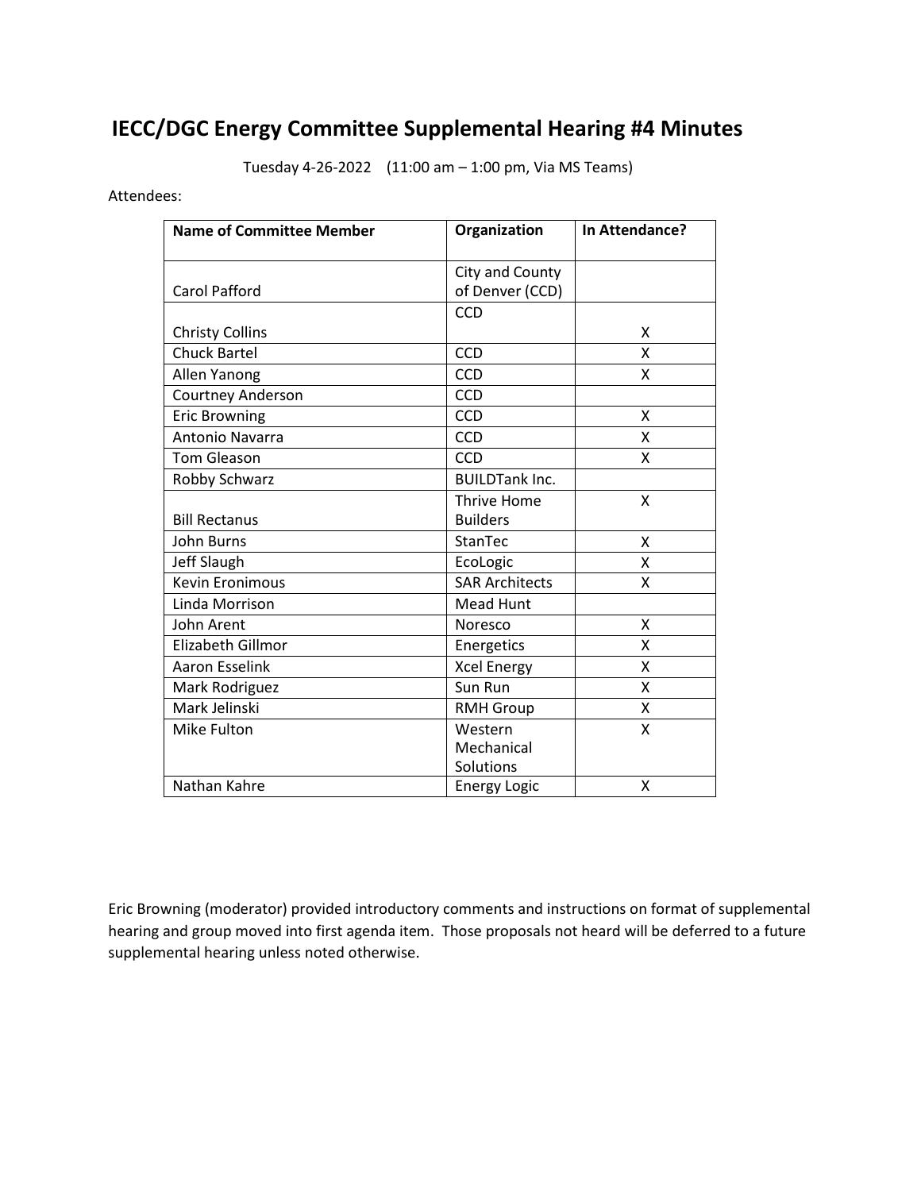# IECC/DGC Energy Committee Supplemental Hearing #4 Minutes

Tuesday 4-26-2022 (11:00 am – 1:00 pm, Via MS Teams)

Attendees:

| Name of Committee Member | Organization | In Attendance? |
|---|---|---|
| Carol Pafford | City and County of Denver (CCD) | |
| Christy Collins | CCD | X |
| Chuck Bartel | CCD | X |
| Allen Yanong | CCD | X |
| Courtney Anderson | CCD | |
| Eric Browning | CCD | X |
| Antonio Navarra | CCD | X |
| Tom Gleason | CCD | X |
| Robby Schwarz | BUILDTank Inc. | |
| Bill Rectanus | Thrive Home Builders | X |
| John Burns | StanTec | X |
| Jeff Slaugh | EcoLogic | X |
| Kevin Eronimous | SAR Architects | X |
| Linda Morrison | Mead Hunt | |
| John Arent | Noresco | X |
| Elizabeth Gillmor | Energetics | X |
| Aaron Esselink | Xcel Energy | X |
| Mark Rodriguez | Sun Run | X |
| Mark Jelinski | RMH Group | X |
| Mike Fulton | Western Mechanical Solutions | X |
| Nathan Kahre | Energy Logic | X |

Eric Browning (moderator) provided introductory comments and instructions on format of supplemental hearing and group moved into first agenda item. Those proposals not heard will be deferred to a future supplemental hearing unless noted otherwise.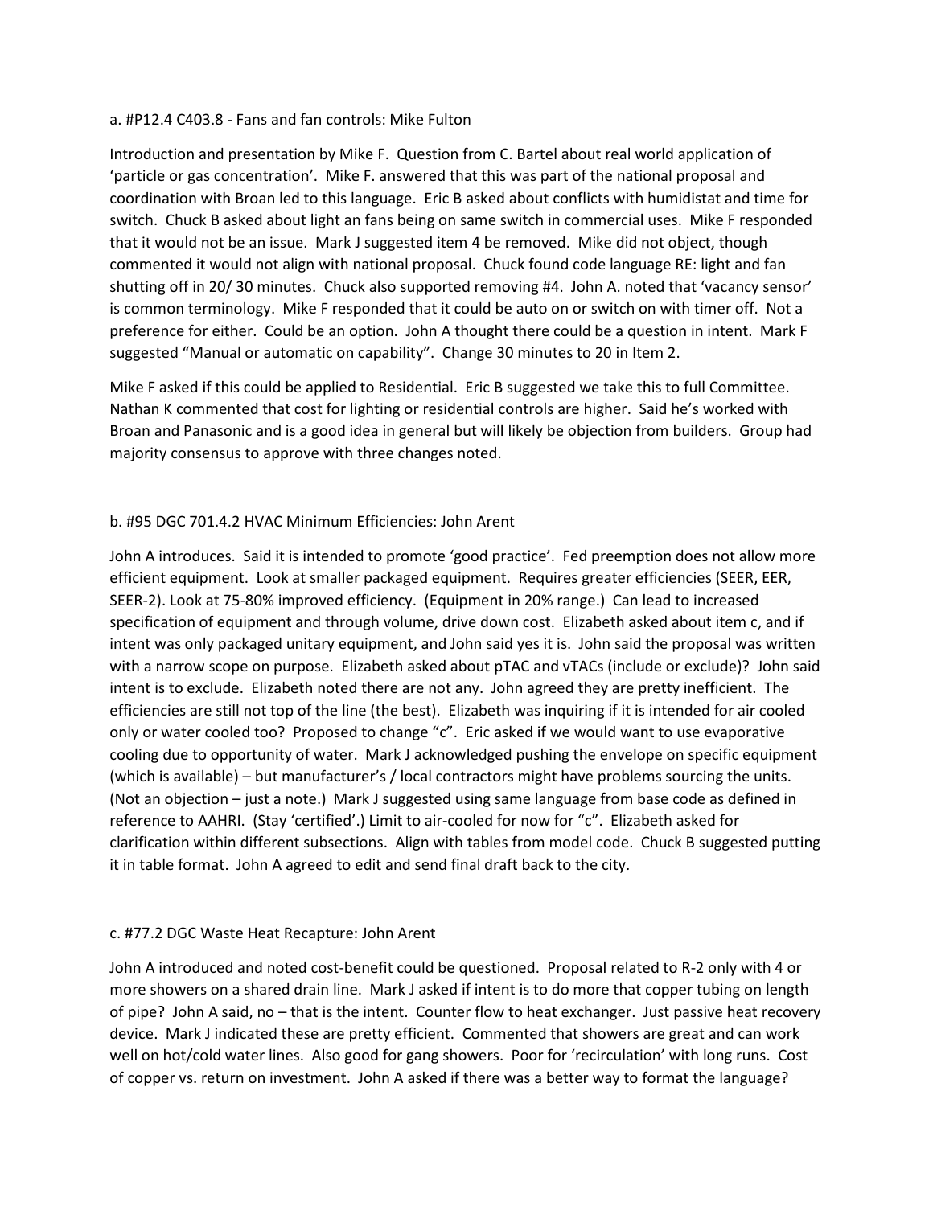a. #P12.4 C403.8 - Fans and fan controls: Mike Fulton

Introduction and presentation by Mike F. Question from C. Bartel about real world application of 'particle or gas concentration'. Mike F. answered that this was part of the national proposal and coordination with Broan led to this language. Eric B asked about conflicts with humidistat and time for switch. Chuck B asked about light an fans being on same switch in commercial uses. Mike F responded that it would not be an issue. Mark J suggested item 4 be removed. Mike did not object, though commented it would not align with national proposal. Chuck found code language RE: light and fan shutting off in 20/ 30 minutes. Chuck also supported removing #4. John A. noted that 'vacancy sensor' is common terminology. Mike F responded that it could be auto on or switch on with timer off. Not a preference for either. Could be an option. John A thought there could be a question in intent. Mark F suggested "Manual or automatic on capability". Change 30 minutes to 20 in Item 2.

Mike F asked if this could be applied to Residential. Eric B suggested we take this to full Committee. Nathan K commented that cost for lighting or residential controls are higher. Said he's worked with Broan and Panasonic and is a good idea in general but will likely be objection from builders. Group had majority consensus to approve with three changes noted.

b. #95 DGC 701.4.2 HVAC Minimum Efficiencies: John Arent

John A introduces. Said it is intended to promote 'good practice'. Fed preemption does not allow more efficient equipment. Look at smaller packaged equipment. Requires greater efficiencies (SEER, EER, SEER-2). Look at 75-80% improved efficiency. (Equipment in 20% range.) Can lead to increased specification of equipment and through volume, drive down cost. Elizabeth asked about item c, and if intent was only packaged unitary equipment, and John said yes it is. John said the proposal was written with a narrow scope on purpose. Elizabeth asked about pTAC and vTACs (include or exclude)? John said intent is to exclude. Elizabeth noted there are not any. John agreed they are pretty inefficient. The efficiencies are still not top of the line (the best). Elizabeth was inquiring if it is intended for air cooled only or water cooled too? Proposed to change "c". Eric asked if we would want to use evaporative cooling due to opportunity of water. Mark J acknowledged pushing the envelope on specific equipment (which is available) – but manufacturer's / local contractors might have problems sourcing the units. (Not an objection – just a note.) Mark J suggested using same language from base code as defined in reference to AAHRI. (Stay 'certified'.) Limit to air-cooled for now for "c". Elizabeth asked for clarification within different subsections. Align with tables from model code. Chuck B suggested putting it in table format. John A agreed to edit and send final draft back to the city.

c. #77.2 DGC Waste Heat Recapture: John Arent

John A introduced and noted cost-benefit could be questioned. Proposal related to R-2 only with 4 or more showers on a shared drain line. Mark J asked if intent is to do more that copper tubing on length of pipe? John A said, no – that is the intent. Counter flow to heat exchanger. Just passive heat recovery device. Mark J indicated these are pretty efficient. Commented that showers are great and can work well on hot/cold water lines. Also good for gang showers. Poor for 'recirculation' with long runs. Cost of copper vs. return on investment. John A asked if there was a better way to format the language?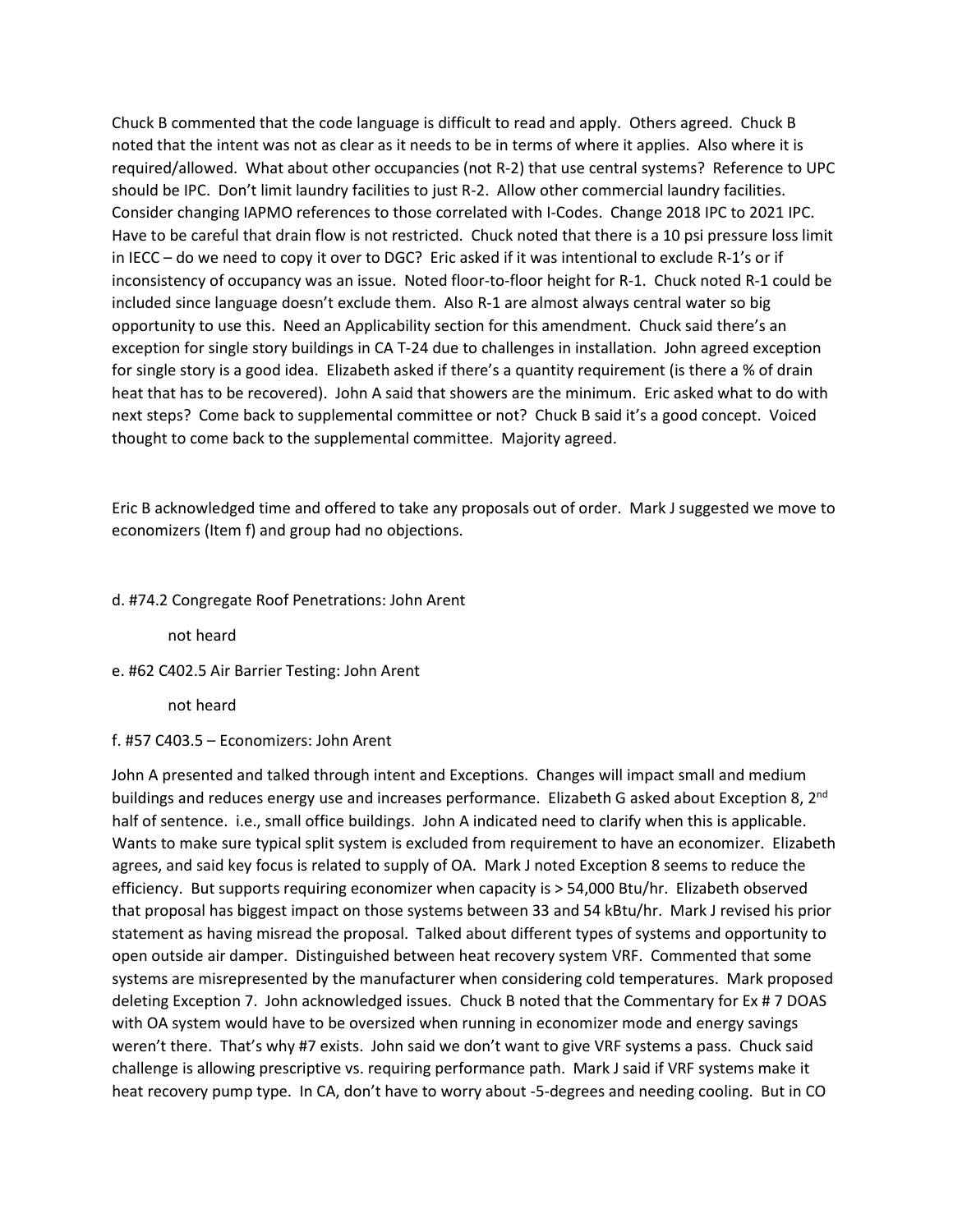Chuck B commented that the code language is difficult to read and apply. Others agreed. Chuck B noted that the intent was not as clear as it needs to be in terms of where it applies. Also where it is required/allowed. What about other occupancies (not R-2) that use central systems? Reference to UPC should be IPC. Don't limit laundry facilities to just R-2. Allow other commercial laundry facilities. Consider changing IAPMO references to those correlated with I-Codes. Change 2018 IPC to 2021 IPC. Have to be careful that drain flow is not restricted. Chuck noted that there is a 10 psi pressure loss limit in IECC – do we need to copy it over to DGC? Eric asked if it was intentional to exclude R-1's or if inconsistency of occupancy was an issue. Noted floor-to-floor height for R-1. Chuck noted R-1 could be included since language doesn't exclude them. Also R-1 are almost always central water so big opportunity to use this. Need an Applicability section for this amendment. Chuck said there's an exception for single story buildings in CA T-24 due to challenges in installation. John agreed exception for single story is a good idea. Elizabeth asked if there's a quantity requirement (is there a % of drain heat that has to be recovered). John A said that showers are the minimum. Eric asked what to do with next steps? Come back to supplemental committee or not? Chuck B said it's a good concept. Voiced thought to come back to the supplemental committee. Majority agreed.

Eric B acknowledged time and offered to take any proposals out of order. Mark J suggested we move to economizers (Item f) and group had no objections.

d. #74.2 Congregate Roof Penetrations: John Arent

not heard

e. #62 C402.5 Air Barrier Testing: John Arent

not heard

f. #57 C403.5 – Economizers: John Arent

John A presented and talked through intent and Exceptions. Changes will impact small and medium buildings and reduces energy use and increases performance. Elizabeth G asked about Exception 8, 2nd half of sentence. i.e., small office buildings. John A indicated need to clarify when this is applicable. Wants to make sure typical split system is excluded from requirement to have an economizer. Elizabeth agrees, and said key focus is related to supply of OA. Mark J noted Exception 8 seems to reduce the efficiency. But supports requiring economizer when capacity is > 54,000 Btu/hr. Elizabeth observed that proposal has biggest impact on those systems between 33 and 54 kBtu/hr. Mark J revised his prior statement as having misread the proposal. Talked about different types of systems and opportunity to open outside air damper. Distinguished between heat recovery system VRF. Commented that some systems are misrepresented by the manufacturer when considering cold temperatures. Mark proposed deleting Exception 7. John acknowledged issues. Chuck B noted that the Commentary for Ex # 7 DOAS with OA system would have to be oversized when running in economizer mode and energy savings weren't there. That's why #7 exists. John said we don't want to give VRF systems a pass. Chuck said challenge is allowing prescriptive vs. requiring performance path. Mark J said if VRF systems make it heat recovery pump type. In CA, don't have to worry about -5-degrees and needing cooling. But in CO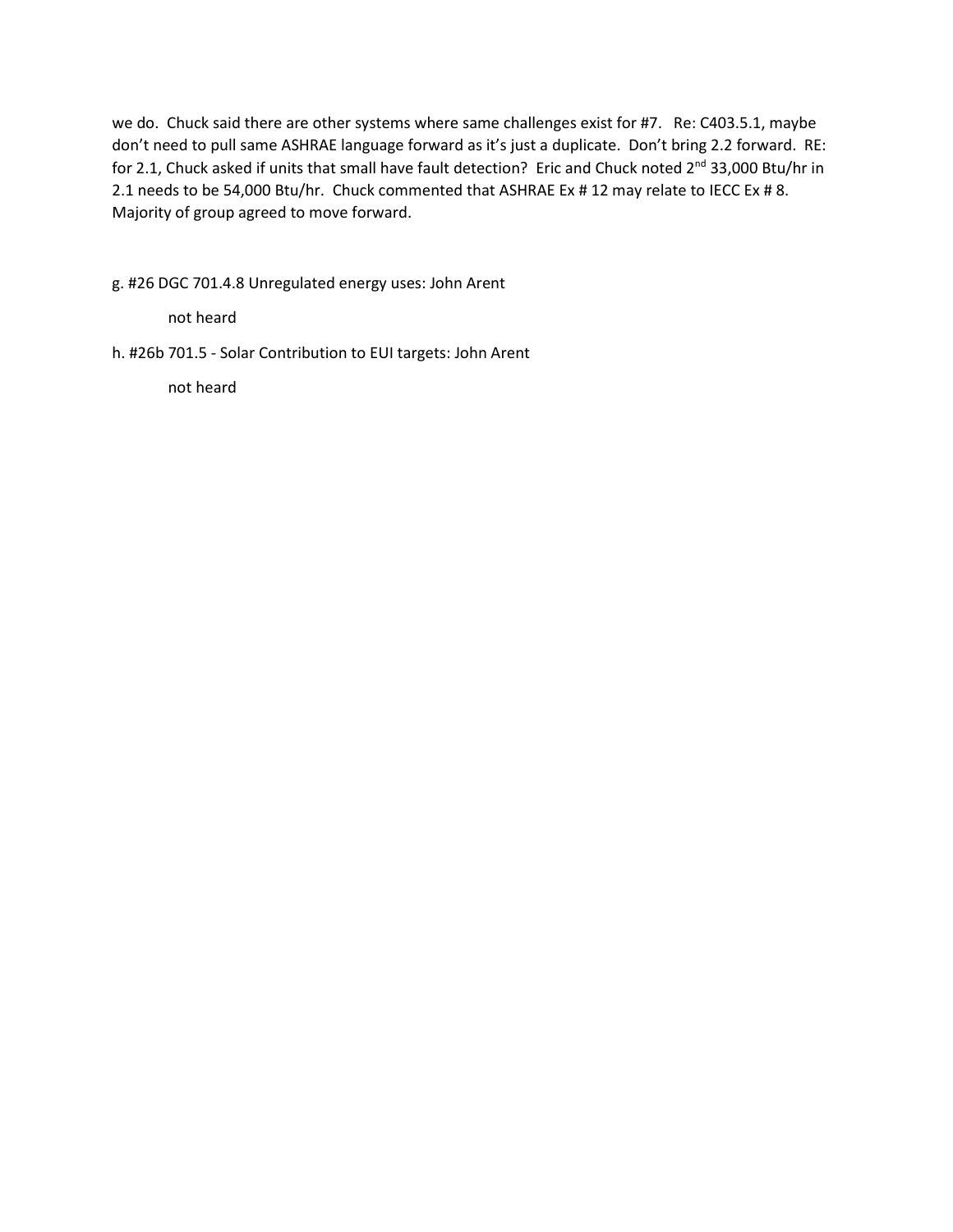we do. Chuck said there are other systems where same challenges exist for #7. Re: C403.5.1, maybe don't need to pull same ASHRAE language forward as it's just a duplicate. Don't bring 2.2 forward. RE: for 2.1, Chuck asked if units that small have fault detection? Eric and Chuck noted 2nd 33,000 Btu/hr in 2.1 needs to be 54,000 Btu/hr. Chuck commented that ASHRAE Ex # 12 may relate to IECC Ex # 8. Majority of group agreed to move forward.

g. #26 DGC 701.4.8 Unregulated energy uses: John Arent

not heard

h. #26b 701.5 - Solar Contribution to EUI targets: John Arent

not heard